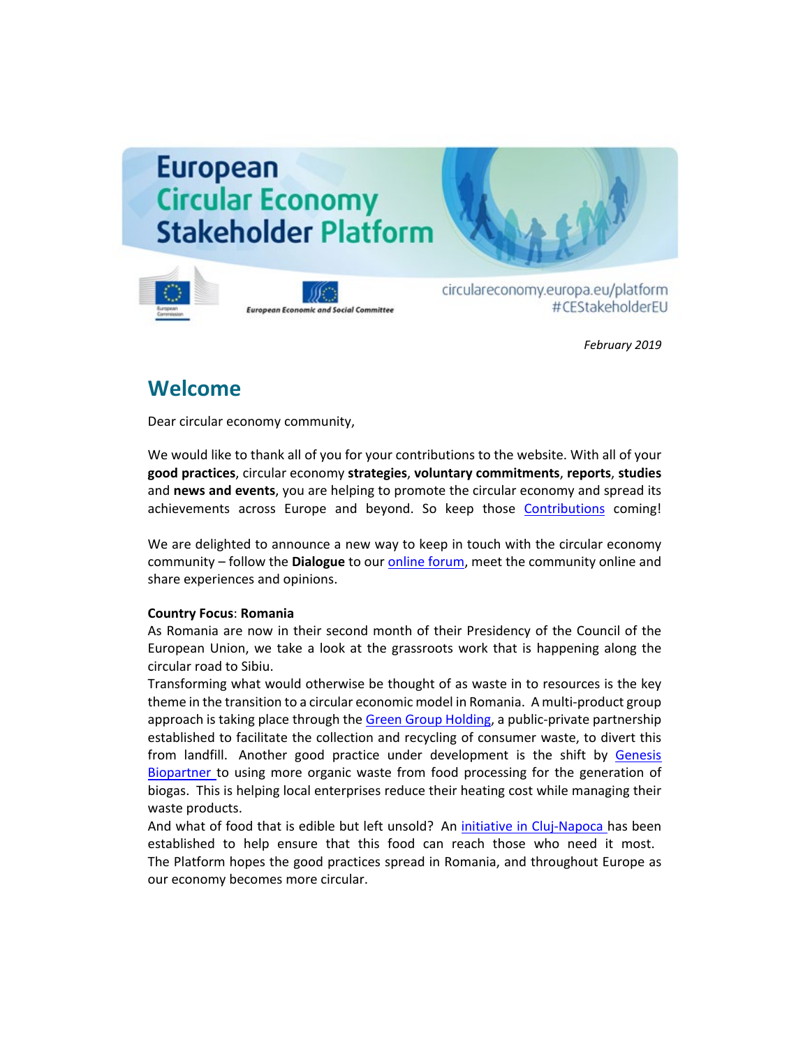# European Circular Economy Stakeholder Platform

European Economic and Social Committee

circulareconomy.europa.eu/platform
#CEStakeholderEU

*February 2019*

## Welcome

Dear circular economy community,

We would like to thank all of you for your contributions to the website. With all of your **good practices**, circular economy **strategies**, **voluntary commitments**, **reports**, **studies** and **news and events**, you are helping to promote the circular economy and spread its achievements across Europe and beyond. So keep those Contributions coming!

We are delighted to announce a new way to keep in touch with the circular economy community – follow the **Dialogue** to our online forum, meet the community online and share experiences and opinions.

**Country Focus**: **Romania**

As Romania are now in their second month of their Presidency of the Council of the European Union, we take a look at the grassroots work that is happening along the circular road to Sibiu.

Transforming what would otherwise be thought of as waste in to resources is the key theme in the transition to a circular economic model in Romania. A multi-product group approach is taking place through the Green Group Holding, a public-private partnership established to facilitate the collection and recycling of consumer waste, to divert this from landfill. Another good practice under development is the shift by Genesis Biopartner to using more organic waste from food processing for the generation of biogas. This is helping local enterprises reduce their heating cost while managing their waste products.

And what of food that is edible but left unsold? An initiative in Cluj-Napoca has been established to help ensure that this food can reach those who need it most. The Platform hopes the good practices spread in Romania, and throughout Europe as our economy becomes more circular.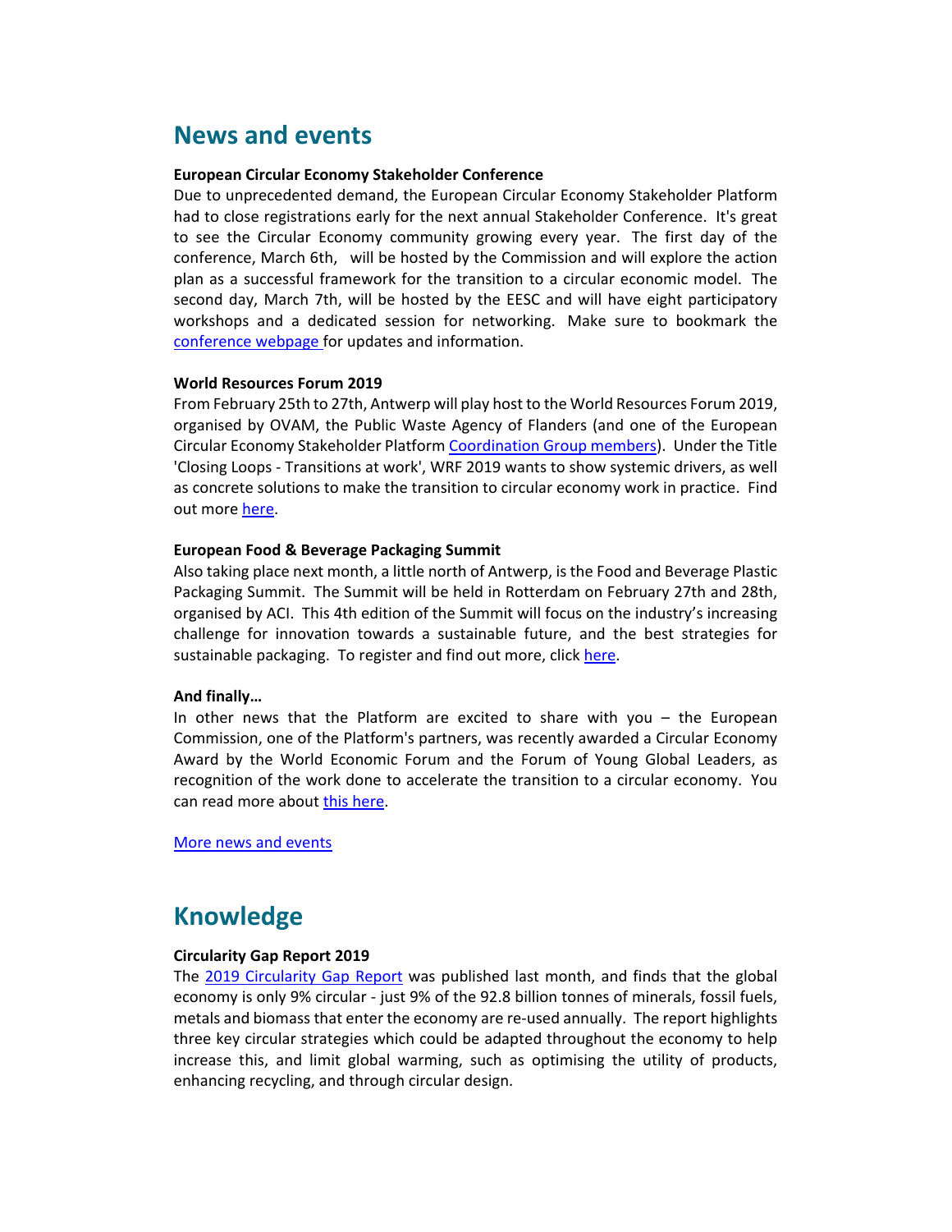## News and events

**European Circular Economy Stakeholder Conference**

Due to unprecedented demand, the European Circular Economy Stakeholder Platform had to close registrations early for the next annual Stakeholder Conference. It's great to see the Circular Economy community growing every year. The first day of the conference, March 6th, will be hosted by the Commission and will explore the action plan as a successful framework for the transition to a circular economic model. The second day, March 7th, will be hosted by the EESC and will have eight participatory workshops and a dedicated session for networking. Make sure to bookmark the conference webpage for updates and information.

**World Resources Forum 2019**

From February 25th to 27th, Antwerp will play host to the World Resources Forum 2019, organised by OVAM, the Public Waste Agency of Flanders (and one of the European Circular Economy Stakeholder Platform Coordination Group members). Under the Title 'Closing Loops - Transitions at work', WRF 2019 wants to show systemic drivers, as well as concrete solutions to make the transition to circular economy work in practice. Find out more here.

**European Food & Beverage Packaging Summit**

Also taking place next month, a little north of Antwerp, is the Food and Beverage Plastic Packaging Summit. The Summit will be held in Rotterdam on February 27th and 28th, organised by ACI. This 4th edition of the Summit will focus on the industry's increasing challenge for innovation towards a sustainable future, and the best strategies for sustainable packaging. To register and find out more, click here.

**And finally…**

In other news that the Platform are excited to share with you – the European Commission, one of the Platform's partners, was recently awarded a Circular Economy Award by the World Economic Forum and the Forum of Young Global Leaders, as recognition of the work done to accelerate the transition to a circular economy. You can read more about this here.

More news and events

## Knowledge

**Circularity Gap Report 2019**

The 2019 Circularity Gap Report was published last month, and finds that the global economy is only 9% circular - just 9% of the 92.8 billion tonnes of minerals, fossil fuels, metals and biomass that enter the economy are re-used annually. The report highlights three key circular strategies which could be adapted throughout the economy to help increase this, and limit global warming, such as optimising the utility of products, enhancing recycling, and through circular design.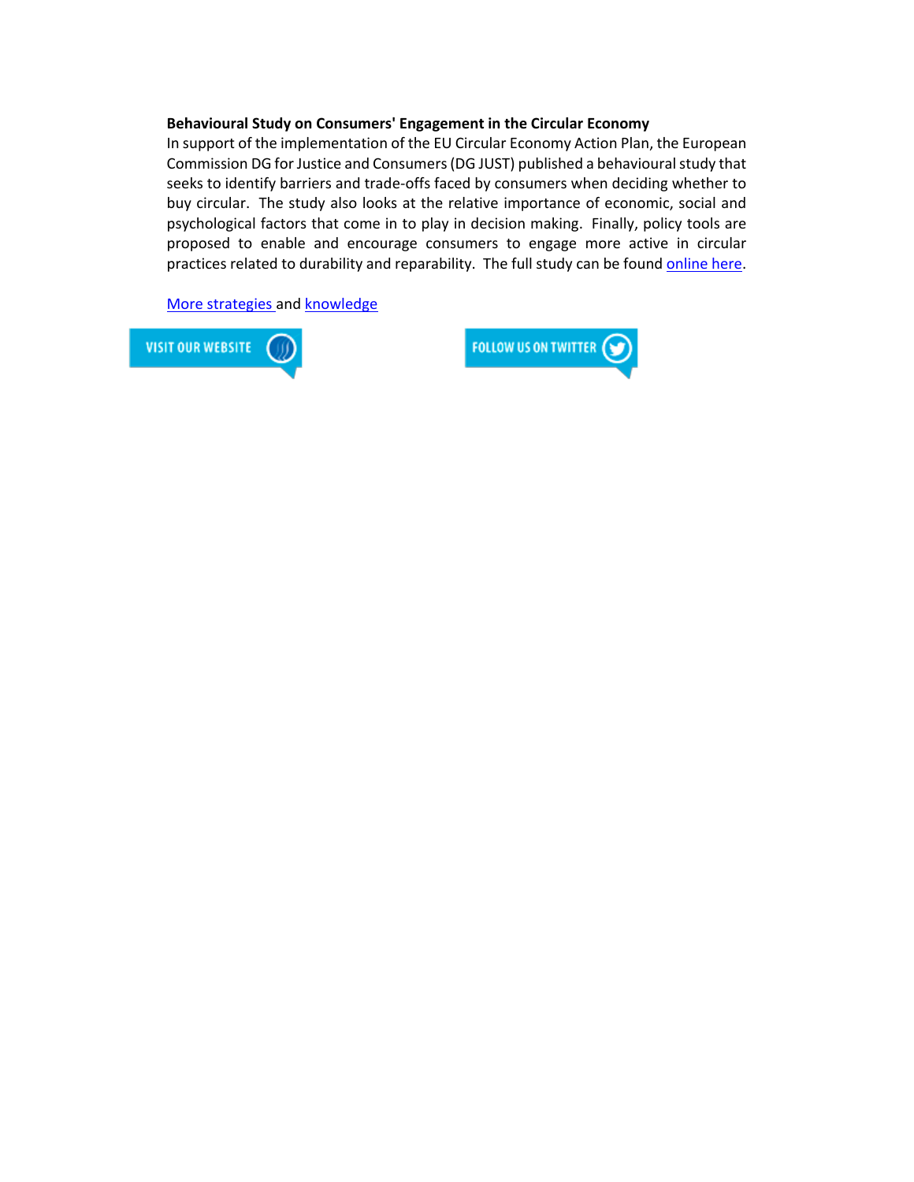**Behavioural Study on Consumers' Engagement in the Circular Economy**

In support of the implementation of the EU Circular Economy Action Plan, the European Commission DG for Justice and Consumers (DG JUST) published a behavioural study that seeks to identify barriers and trade-offs faced by consumers when deciding whether to buy circular. The study also looks at the relative importance of economic, social and psychological factors that come in to play in decision making. Finally, policy tools are proposed to enable and encourage consumers to engage more active in circular practices related to durability and reparability. The full study can be found online here.

More strategies and knowledge

VISIT OUR WEBSITE

FOLLOW US ON TWITTER